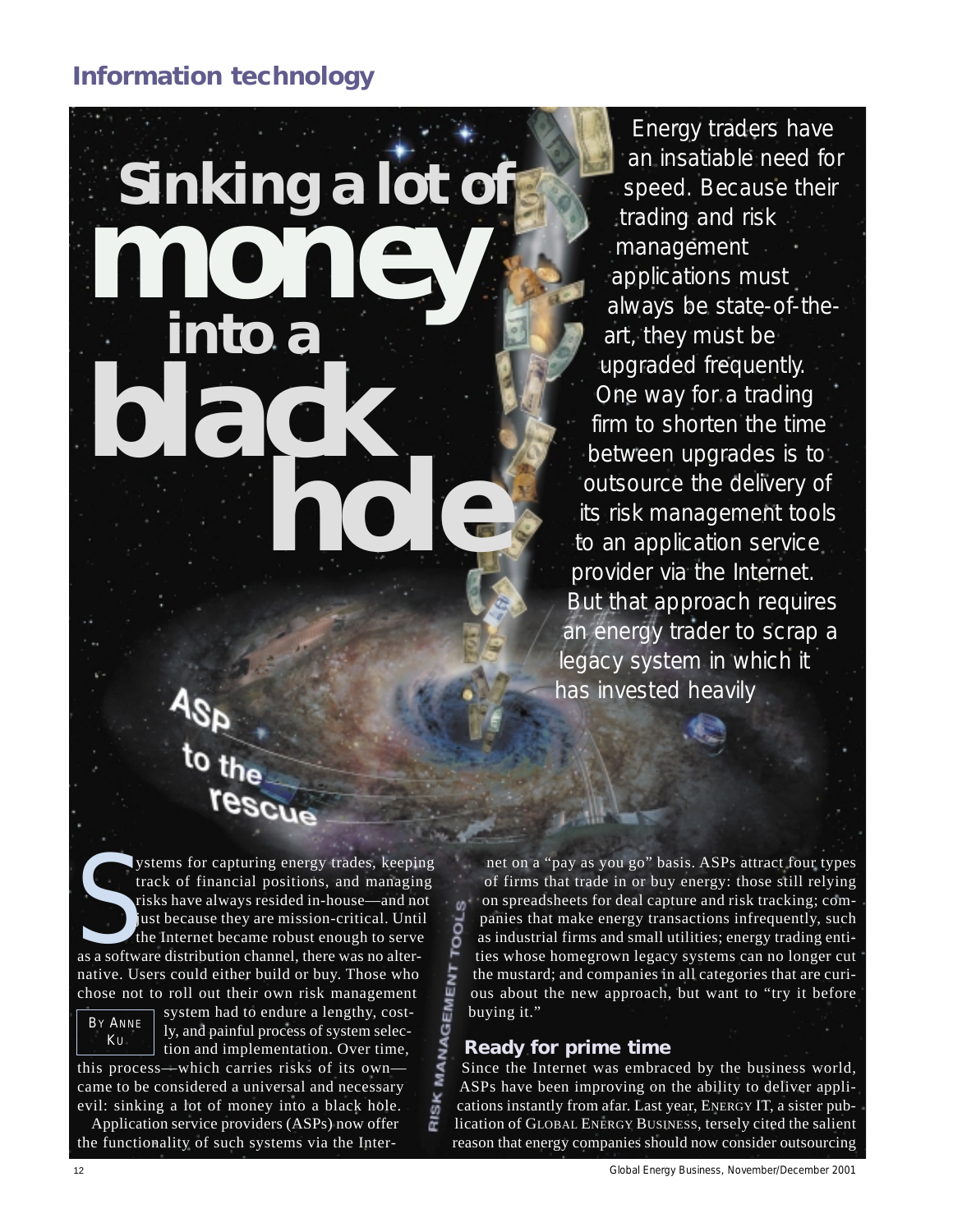## Information technology

# Sinking a lot of money into a black hole

### ASP to the rescue

*Energy traders have an insatiable need for speed. Because their trading and risk management applications must always be state-of-the-art, they must be upgraded frequently. One way for a trading firm to shorten the time between upgrades is to outsource the delivery of its risk management tools to an application service provider via the Internet. But that approach requires an energy trader to scrap a legacy system in which it has invested heavily*

BY ANNE KU

RISK MANAGEMENT TOOLS

Systems for capturing energy trades, keeping track of financial positions, and managing risks have always resided in-house—and not just because they are mission-critical. Until the Internet became robust enough to serve as a software distribution channel, there was no alternative. Users could either build or buy. Those who chose not to roll out their own risk management system had to endure a lengthy, costly, and painful process of system selection and implementation. Over time, this process—which carries risks of its own—came to be considered a universal and necessary evil: sinking a lot of money into a black hole.

Application service providers (ASPs) now offer the functionality of such systems via the Internet on a "pay as you go" basis. ASPs attract four types of firms that trade in or buy energy: those still relying on spreadsheets for deal capture and risk tracking; companies that make energy transactions infrequently, such as industrial firms and small utilities; energy trading entities whose homegrown legacy systems can no longer cut the mustard; and companies in all categories that are curious about the new approach, but want to "try it before buying it."

### Ready for prime time

Since the Internet was embraced by the business world, ASPs have been improving on the ability to deliver applications instantly from afar. Last year, ENERGY IT, a sister publication of GLOBAL ENERGY BUSINESS, tersely cited the salient reason that energy companies should now consider outsourcing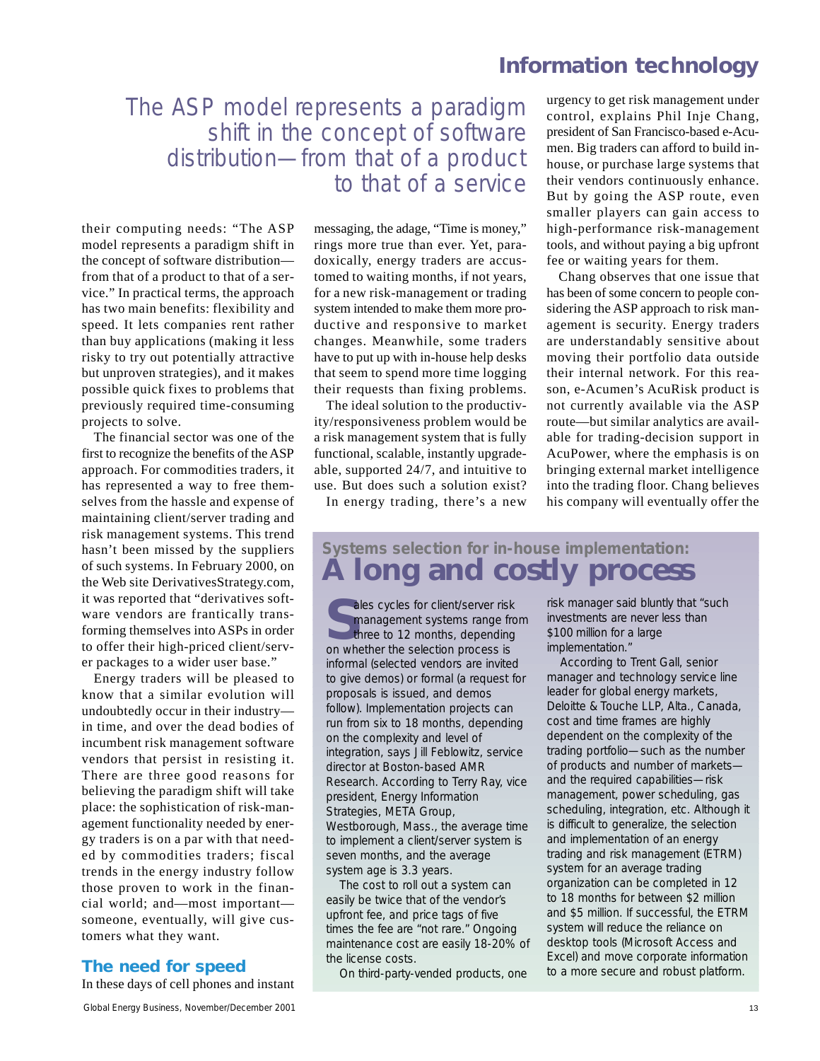> The ASP model represents a paradigm shift in the concept of software distribution—from that of a product to that of a service

their computing needs: "The ASP model represents a paradigm shift in the concept of software distribution—from that of a product to that of a service." In practical terms, the approach has two main benefits: flexibility and speed. It lets companies rent rather than buy applications (making it less risky to try out potentially attractive but unproven strategies), and it makes possible quick fixes to problems that previously required time-consuming projects to solve.

The financial sector was one of the first to recognize the benefits of the ASP approach. For commodities traders, it has represented a way to free themselves from the hassle and expense of maintaining client/server trading and risk management systems. This trend hasn't been missed by the suppliers of such systems. In February 2000, on the Web site DerivativesStrategy.com, it was reported that "derivatives software vendors are frantically transforming themselves into ASPs in order to offer their high-priced client/server packages to a wider user base."

Energy traders will be pleased to know that a similar evolution will undoubtedly occur in their industry—in time, and over the dead bodies of incumbent risk management software vendors that persist in resisting it. There are three good reasons for believing the paradigm shift will take place: the sophistication of risk-management functionality needed by energy traders is on a par with that needed by commodities traders; fiscal trends in the energy industry follow those proven to work in the financial world; and—most important—someone, eventually, will give customers what they want.

## The need for speed

In these days of cell phones and instant messaging, the adage, "Time is money," rings more true than ever. Yet, paradoxically, energy traders are accustomed to waiting months, if not years, for a new risk-management or trading system intended to make them more productive and responsive to market changes. Meanwhile, some traders have to put up with in-house help desks that seem to spend more time logging their requests than fixing problems.

The ideal solution to the productivity/responsiveness problem would be a risk management system that is fully functional, scalable, instantly upgradeable, supported 24/7, and intuitive to use. But does such a solution exist?

In energy trading, there's a new urgency to get risk management under control, explains Phil Inje Chang, president of San Francisco-based e-Acumen. Big traders can afford to build in-house, or purchase large systems that their vendors continuously enhance. But by going the ASP route, even smaller players can gain access to high-performance risk-management tools, and without paying a big upfront fee or waiting years for them.

Chang observes that one issue that has been of some concern to people considering the ASP approach to risk management is security. Energy traders are understandably sensitive about moving their portfolio data outside their internal network. For this reason, e-Acumen's AcuRisk product is not currently available via the ASP route—but similar analytics are available for trading-decision support in AcuPower, where the emphasis is on bringing external market intelligence into the trading floor. Chang believes his company will eventually offer the

---

### Systems selection for in-house implementation:
## A long and costly process

Sales cycles for client/server risk management systems range from three to 12 months, depending on whether the selection process is informal (selected vendors are invited to give demos) or formal (a request for proposals is issued, and demos follow). Implementation projects can run from six to 18 months, depending on the complexity and level of integration, says Jill Feblowitz, service director at Boston-based AMR Research. According to Terry Ray, vice president, Energy Information Strategies, META Group, Westborough, Mass., the average time to implement a client/server system is seven months, and the average system age is 3.3 years.

The cost to roll out a system can easily be twice that of the vendor's upfront fee, and price tags of five times the fee are "not rare." Ongoing maintenance cost are easily 18-20% of the license costs.

On third-party-vended products, one risk manager said bluntly that "such investments are never less than $100 million for a large implementation."

According to Trent Gall, senior manager and technology service line leader for global energy markets, Deloitte & Touche LLP, Alta., Canada, cost and time frames are highly dependent on the complexity of the trading portfolio—such as the number of products and number of markets—and the required capabilities—risk management, power scheduling, gas scheduling, integration, etc. Although it is difficult to generalize, the selection and implementation of an energy trading and risk management (ETRM) system for an average trading organization can be completed in 12 to 18 months for between $2 million and $5 million. If successful, the ETRM system will reduce the reliance on desktop tools (Microsoft Access and Excel) and move corporate information to a more secure and robust platform.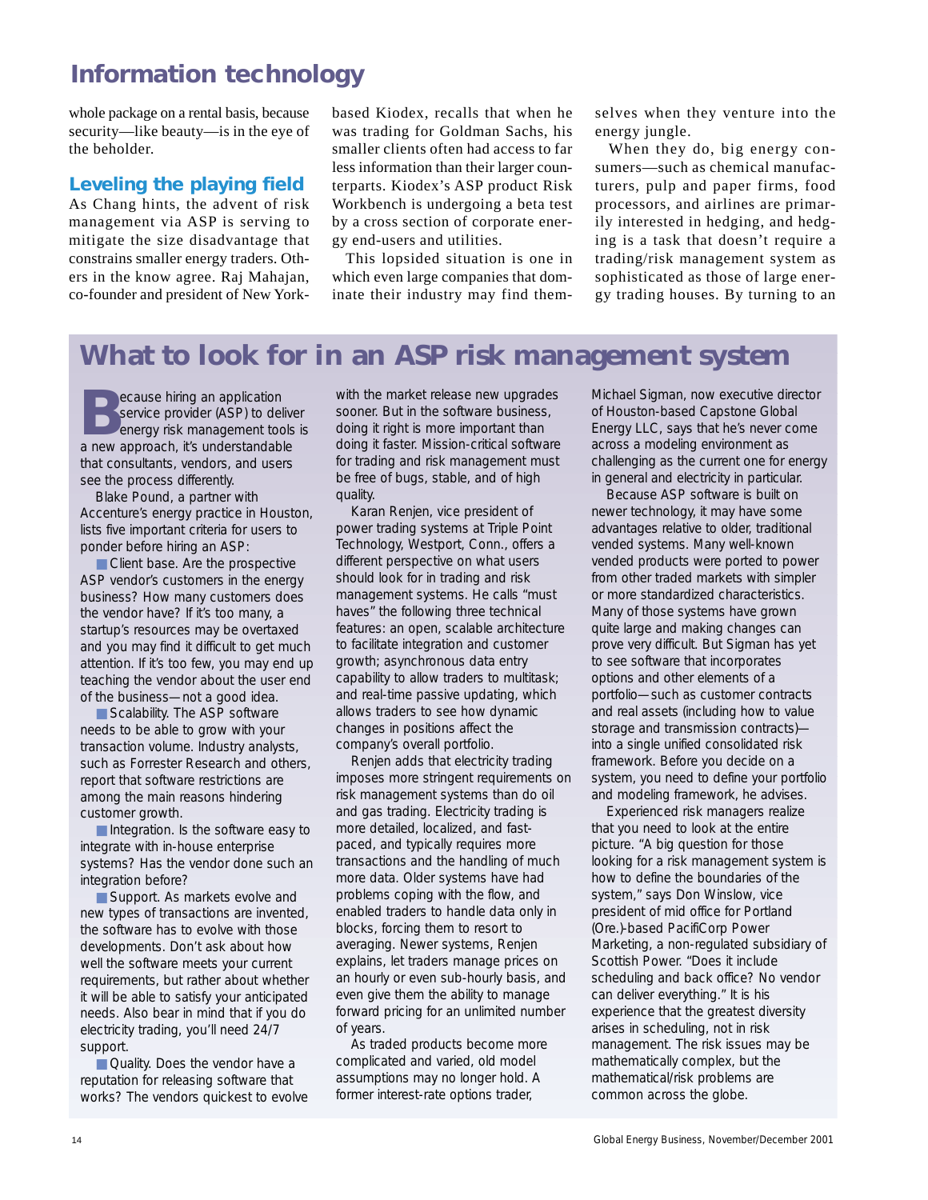whole package on a rental basis, because security—like beauty—is in the eye of the beholder.

## Leveling the playing field

As Chang hints, the advent of risk management via ASP is serving to mitigate the size disadvantage that constrains smaller energy traders. Others in the know agree. Raj Mahajan, co-founder and president of New York-based Kiodex, recalls that when he was trading for Goldman Sachs, his smaller clients often had access to far less information than their larger counterparts. Kiodex's ASP product Risk Workbench is undergoing a beta test by a cross section of corporate energy end-users and utilities.

This lopsided situation is one in which even large companies that dominate their industry may find themselves when they venture into the energy jungle.

When they do, big energy consumers—such as chemical manufacturers, pulp and paper firms, food processors, and airlines are primarily interested in hedging, and hedging is a task that doesn't require a trading/risk management system as sophisticated as those of large energy trading houses. By turning to an

## What to look for in an ASP risk management system

Because hiring an application service provider (ASP) to deliver energy risk management tools is a new approach, it's understandable that consultants, vendors, and users see the process differently.

Blake Pound, a partner with Accenture's energy practice in Houston, lists five important criteria for users to ponder before hiring an ASP:

- Client base. Are the prospective ASP vendor's customers in the energy business? How many customers does the vendor have? If it's too many, a startup's resources may be overtaxed and you may find it difficult to get much attention. If it's too few, you may end up teaching the vendor about the user end of the business—not a good idea.
- Scalability. The ASP software needs to be able to grow with your transaction volume. Industry analysts, such as Forrester Research and others, report that software restrictions are among the main reasons hindering customer growth.
- Integration. Is the software easy to integrate with in-house enterprise systems? Has the vendor done such an integration before?
- Support. As markets evolve and new types of transactions are invented, the software has to evolve with those developments. Don't ask about how well the software meets your current requirements, but rather about whether it will be able to satisfy your anticipated needs. Also bear in mind that if you do electricity trading, you'll need 24/7 support.
- Quality. Does the vendor have a reputation for releasing software that works? The vendors quickest to evolve with the market release new upgrades sooner. But in the software business, doing it right is more important than doing it faster. Mission-critical software for trading and risk management must be free of bugs, stable, and of high quality.

Karan Renjen, vice president of power trading systems at Triple Point Technology, Westport, Conn., offers a different perspective on what users should look for in trading and risk management systems. He calls "must haves" the following three technical features: an open, scalable architecture to facilitate integration and customer growth; asynchronous data entry capability to allow traders to multitask; and real-time passive updating, which allows traders to see how dynamic changes in positions affect the company's overall portfolio.

Renjen adds that electricity trading imposes more stringent requirements on risk management systems than do oil and gas trading. Electricity trading is more detailed, localized, and fast-paced, and typically requires more transactions and the handling of much more data. Older systems have had problems coping with the flow, and enabled traders to handle data only in blocks, forcing them to resort to averaging. Newer systems, Renjen explains, let traders manage prices on an hourly or even sub-hourly basis, and even give them the ability to manage forward pricing for an unlimited number of years.

As traded products become more complicated and varied, old model assumptions may no longer hold. A former interest-rate options trader, Michael Sigman, now executive director of Houston-based Capstone Global Energy LLC, says that he's never come across a modeling environment as challenging as the current one for energy in general and electricity in particular.

Because ASP software is built on newer technology, it may have some advantages relative to older, traditional vended systems. Many well-known vended products were ported to power from other traded markets with simpler or more standardized characteristics. Many of those systems have grown quite large and making changes can prove very difficult. But Sigman has yet to see software that incorporates options and other elements of a portfolio—such as customer contracts and real assets (including how to value storage and transmission contracts)—into a single unified consolidated risk framework. Before you decide on a system, you need to define your portfolio and modeling framework, he advises.

Experienced risk managers realize that you need to look at the entire picture. "A big question for those looking for a risk management system is how to define the boundaries of the system," says Don Winslow, vice president of mid office for Portland (Ore.)-based PacifiCorp Power Marketing, a non-regulated subsidiary of Scottish Power. "Does it include scheduling and back office? No vendor can deliver everything." It is his experience that the greatest diversity arises in scheduling, not in risk management. The risk issues may be mathematically complex, but the mathematical/risk problems are common across the globe.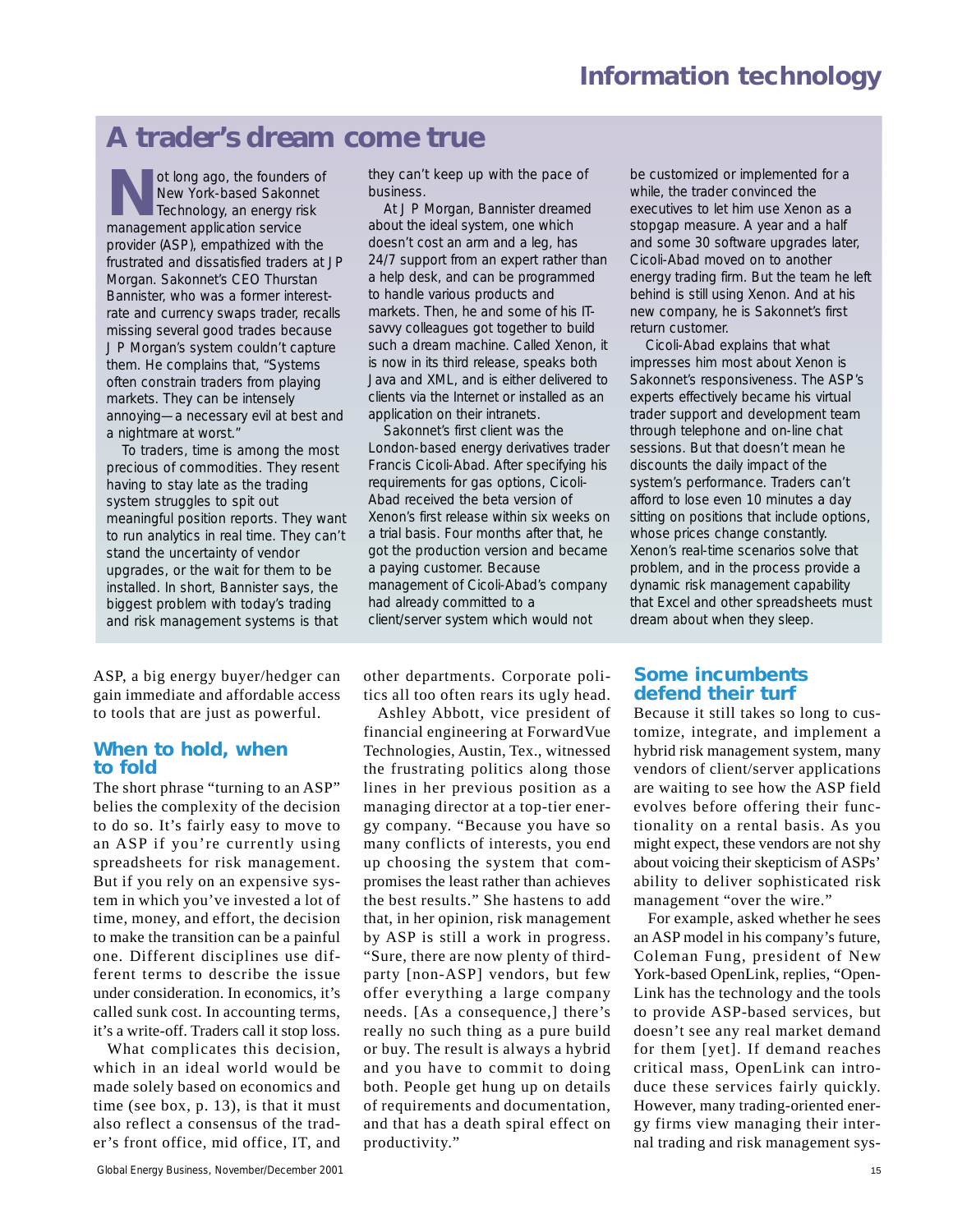## A trader's dream come true

Not long ago, the founders of New York-based Sakonnet Technology, an energy risk management application service provider (ASP), empathized with the frustrated and dissatisfied traders at J P Morgan. Sakonnet's CEO Thurstan Bannister, who was a former interest-rate and currency swaps trader, recalls missing several good trades because J P Morgan's system couldn't capture them. He complains that, "Systems often constrain traders from playing markets. They can be intensely annoying—a necessary evil at best and a nightmare at worst."

To traders, time is among the most precious of commodities. They resent having to stay late as the trading system struggles to spit out meaningful position reports. They want to run analytics in real time. They can't stand the uncertainty of vendor upgrades, or the wait for them to be installed. In short, Bannister says, the biggest problem with today's trading and risk management systems is that they can't keep up with the pace of business.

At J P Morgan, Bannister dreamed about the ideal system, one which doesn't cost an arm and a leg, has 24/7 support from an expert rather than a help desk, and can be programmed to handle various products and markets. Then, he and some of his IT-savvy colleagues got together to build such a dream machine. Called Xenon, it is now in its third release, speaks both Java and XML, and is either delivered to clients via the Internet or installed as an application on their intranets.

Sakonnet's first client was the London-based energy derivatives trader Francis Cicoli-Abad. After specifying his requirements for gas options, Cicoli-Abad received the beta version of Xenon's first release within six weeks on a trial basis. Four months after that, he got the production version and became a paying customer. Because management of Cicoli-Abad's company had already committed to a client/server system which would not be customized or implemented for a while, the trader convinced the executives to let him use Xenon as a stopgap measure. A year and a half and some 30 software upgrades later, Cicoli-Abad moved on to another energy trading firm. But the team he left behind is still using Xenon. And at his new company, he is Sakonnet's first return customer.

Cicoli-Abad explains that what impresses him most about Xenon is Sakonnet's responsiveness. The ASP's experts effectively became his virtual trader support and development team through telephone and on-line chat sessions. But that doesn't mean he discounts the daily impact of the system's performance. Traders can't afford to lose even 10 minutes a day sitting on positions that include options, whose prices change constantly. Xenon's real-time scenarios solve that problem, and in the process provide a dynamic risk management capability that Excel and other spreadsheets must dream about when they sleep.

ASP, a big energy buyer/hedger can gain immediate and affordable access to tools that are just as powerful.

### When to hold, when to fold

The short phrase "turning to an ASP" belies the complexity of the decision to do so. It's fairly easy to move to an ASP if you're currently using spreadsheets for risk management. But if you rely on an expensive system in which you've invested a lot of time, money, and effort, the decision to make the transition can be a painful one. Different disciplines use different terms to describe the issue under consideration. In economics, it's called sunk cost. In accounting terms, it's a write-off. Traders call it stop loss.

What complicates this decision, which in an ideal world would be made solely based on economics and time (see box, p. 13), is that it must also reflect a consensus of the trader's front office, mid office, IT, and other departments. Corporate politics all too often rears its ugly head.

Ashley Abbott, vice president of financial engineering at ForwardVue Technologies, Austin, Tex., witnessed the frustrating politics along those lines in her previous position as a managing director at a top-tier energy company. "Because you have so many conflicts of interests, you end up choosing the system that compromises the least rather than achieves the best results." She hastens to add that, in her opinion, risk management by ASP is still a work in progress. "Sure, there are now plenty of third-party [non-ASP] vendors, but few offer everything a large company needs. [As a consequence,] there's really no such thing as a pure build or buy. The result is always a hybrid and you have to commit to doing both. People get hung up on details of requirements and documentation, and that has a death spiral effect on productivity."

### Some incumbents defend their turf

Because it still takes so long to customize, integrate, and implement a hybrid risk management system, many vendors of client/server applications are waiting to see how the ASP field evolves before offering their functionality on a rental basis. As you might expect, these vendors are not shy about voicing their skepticism of ASPs' ability to deliver sophisticated risk management "over the wire."

For example, asked whether he sees an ASP model in his company's future, Coleman Fung, president of New York-based OpenLink, replies, "OpenLink has the technology and the tools to provide ASP-based services, but doesn't see any real market demand for them [yet]. If demand reaches critical mass, OpenLink can introduce these services fairly quickly. However, many trading-oriented energy firms view managing their internal trading and risk management sys-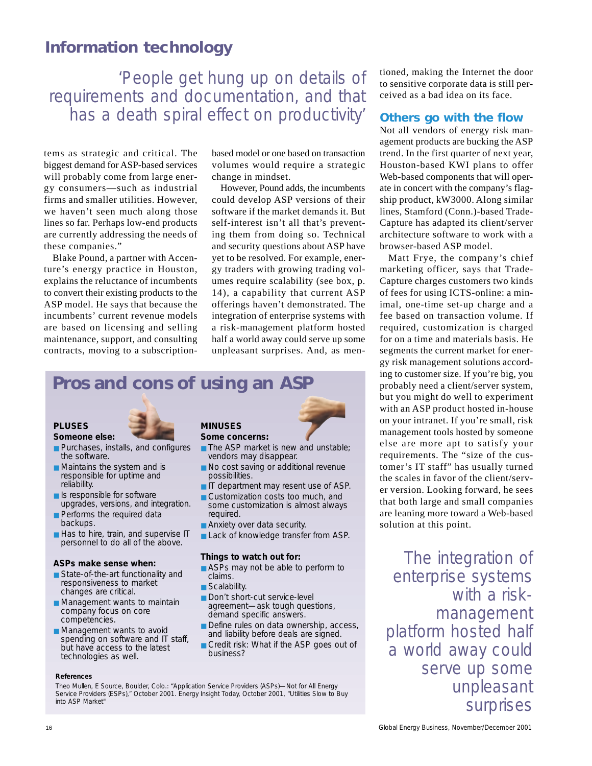## Information technology

> 'People get hung up on details of requirements and documentation, and that has a death spiral effect on productivity'

tems as strategic and critical. The biggest demand for ASP-based services will probably come from large energy consumers—such as industrial firms and smaller utilities. However, we haven't seen much along those lines so far. Perhaps low-end products are currently addressing the needs of these companies."

Blake Pound, a partner with Accenture's energy practice in Houston, explains the reluctance of incumbents to convert their existing products to the ASP model. He says that because the incumbents' current revenue models are based on licensing and selling maintenance, support, and consulting contracts, moving to a subscription-based model or one based on transaction volumes would require a strategic change in mindset.

However, Pound adds, the incumbents could develop ASP versions of their software if the market demands it. But self-interest isn't all that's preventing them from doing so. Technical and security questions about ASP have yet to be resolved. For example, energy traders with growing trading volumes require scalability (see box, p. 14), a capability that current ASP offerings haven't demonstrated. The integration of enterprise systems with a risk-management platform hosted half a world away could serve up some unpleasant surprises. And, as mentioned, making the Internet the door to sensitive corporate data is still perceived as a bad idea on its face.

### Others go with the flow

Not all vendors of energy risk management products are bucking the ASP trend. In the first quarter of next year, Houston-based KWI plans to offer Web-based components that will operate in concert with the company's flagship product, kW3000. Along similar lines, Stamford (Conn.)-based TradeCapture has adapted its client/server architecture software to work with a browser-based ASP model.

Matt Frye, the company's chief marketing officer, says that TradeCapture charges customers two kinds of fees for using ICTS-online: a minimal, one-time set-up charge and a fee based on transaction volume. If required, customization is charged for on a time and materials basis. He segments the current market for energy risk management solutions according to customer size. If you're big, you probably need a client/server system, but you might do well to experiment with an ASP product hosted in-house on your intranet. If you're small, risk management tools hosted by someone else are more apt to satisfy your requirements. The "size of the customer's IT staff" has usually turned the scales in favor of the client/server version. Looking forward, he sees that both large and small companies are leaning more toward a Web-based solution at this point.

> The integration of enterprise systems with a risk-management platform hosted half a world away could serve up some unpleasant surprises

## Pros and cons of using an ASP

**PLUSES**

**Someone else:**

- Purchases, installs, and configures the software.
- Maintains the system and is responsible for uptime and reliability.
- Is responsible for software upgrades, versions, and integration.
- Performs the required data backups.
- Has to hire, train, and supervise IT personnel to do all of the above.

**ASPs make sense when:**

- State-of-the-art functionality and responsiveness to market changes are critical.
- Management wants to maintain company focus on core competencies.
- Management wants to avoid spending on software and IT staff, but have access to the latest technologies as well.

**MINUSES**

**Some concerns:**

- The ASP market is new and unstable; vendors may disappear.
- No cost saving or additional revenue possibilities.
- IT department may resent use of ASP.
- Customization costs too much, and some customization is almost always required.
- Anxiety over data security.
- Lack of knowledge transfer from ASP.

**Things to watch out for:**

- ASPs may not be able to perform to claims.
- Scalability.
- Don't short-cut service-level agreement—ask tough questions, demand specific answers.
- Define rules on data ownership, access, and liability before deals are signed.
- Credit risk: What if the ASP goes out of business?

**References**

Theo Mullen, E Source, Boulder, Colo.: "Application Service Providers (ASPs)—Not for All Energy Service Providers (ESPs)," October 2001. Energy Insight Today, October 2001, "Utilities Slow to Buy into ASP Market"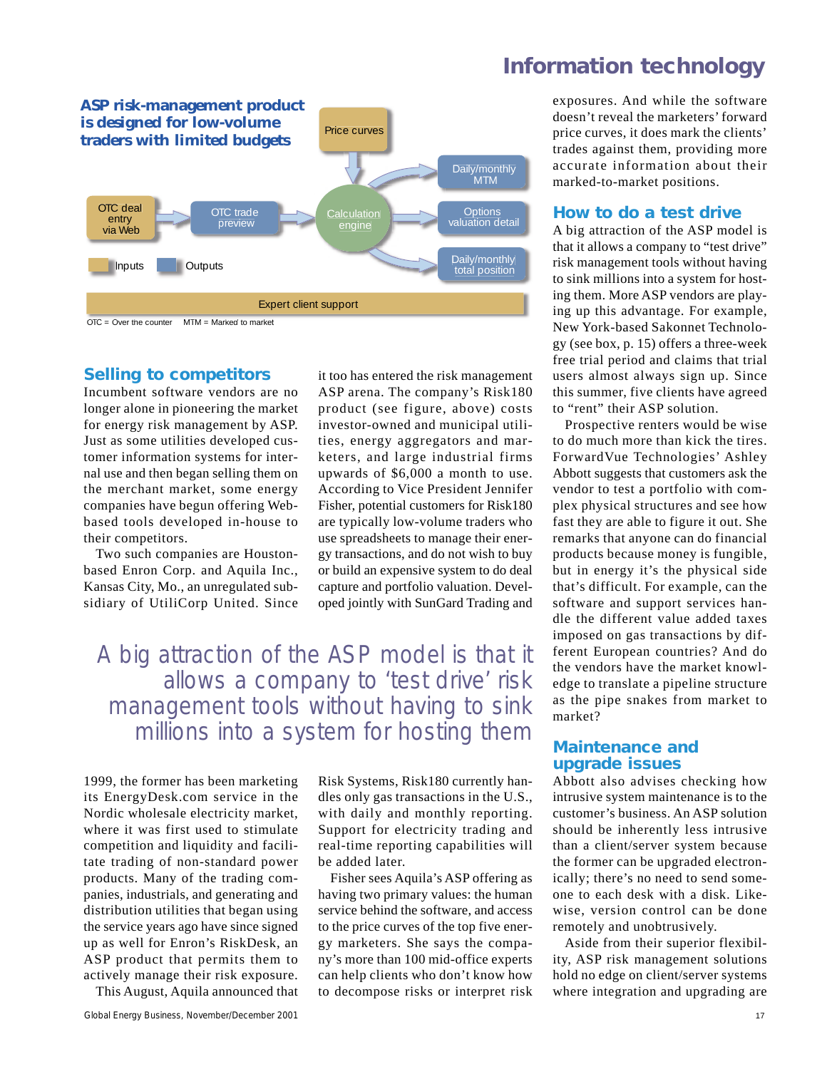## ASP risk-management product is designed for low-volume traders with limited budgets

Price curves

OTC deal entry via Web → OTC trade preview → Calculation engine → Daily/monthly MTM; Options valuation detail; Daily/monthly total position

Inputs | Outputs

Expert client support

OTC = Over the counter    MTM = Marked to market

## Selling to competitors

Incumbent software vendors are no longer alone in pioneering the market for energy risk management by ASP. Just as some utilities developed customer information systems for internal use and then began selling them on the merchant market, some energy companies have begun offering Web-based tools developed in-house to their competitors.

Two such companies are Houston-based Enron Corp. and Aquila Inc., Kansas City, Mo., an unregulated subsidiary of UtiliCorp United. Since 1999, the former has been marketing its EnergyDesk.com service in the Nordic wholesale electricity market, where it was first used to stimulate competition and liquidity and facilitate trading of non-standard power products. Many of the trading companies, industrials, and generating and distribution utilities that began using the service years ago have since signed up as well for Enron's RiskDesk, an ASP product that permits them to actively manage their risk exposure.

This August, Aquila announced that it too has entered the risk management ASP arena. The company's Risk180 product (see figure, above) costs investor-owned and municipal utilities, energy aggregators and marketers, and large industrial firms upwards of $6,000 a month to use. According to Vice President Jennifer Fisher, potential customers for Risk180 are typically low-volume traders who use spreadsheets to manage their energy transactions, and do not wish to buy or build an expensive system to do deal capture and portfolio valuation. Developed jointly with SunGard Trading and Risk Systems, Risk180 currently handles only gas transactions in the U.S., with daily and monthly reporting. Support for electricity trading and real-time reporting capabilities will be added later.

Fisher sees Aquila's ASP offering as having two primary values: the human service behind the software, and access to the price curves of the top five energy marketers. She says the company's more than 100 mid-office experts can help clients who don't know how to decompose risks or interpret risk exposures. And while the software doesn't reveal the marketers' forward price curves, it does mark the clients' trades against them, providing more accurate information about their marked-to-market positions.

> A big attraction of the ASP model is that it allows a company to 'test drive' risk management tools without having to sink millions into a system for hosting them

## How to do a test drive

A big attraction of the ASP model is that it allows a company to "test drive" risk management tools without having to sink millions into a system for hosting them. More ASP vendors are playing up this advantage. For example, New York-based Sakonnet Technology (see box, p. 15) offers a three-week free trial period and claims that trial users almost always sign up. Since this summer, five clients have agreed to "rent" their ASP solution.

Prospective renters would be wise to do much more than kick the tires. ForwardVue Technologies' Ashley Abbott suggests that customers ask the vendor to test a portfolio with complex physical structures and see how fast they are able to figure it out. She remarks that anyone can do financial products because money is fungible, but in energy it's the physical side that's difficult. For example, can the software and support services handle the different value added taxes imposed on gas transactions by different European countries? And do the vendors have the market knowledge to translate a pipeline structure as the pipe snakes from market to market?

## Maintenance and upgrade issues

Abbott also advises checking how intrusive system maintenance is to the customer's business. An ASP solution should be inherently less intrusive than a client/server system because the former can be upgraded electronically; there's no need to send someone to each desk with a disk. Likewise, version control can be done remotely and unobtrusively.

Aside from their superior flexibility, ASP risk management solutions hold no edge on client/server systems where integration and upgrading are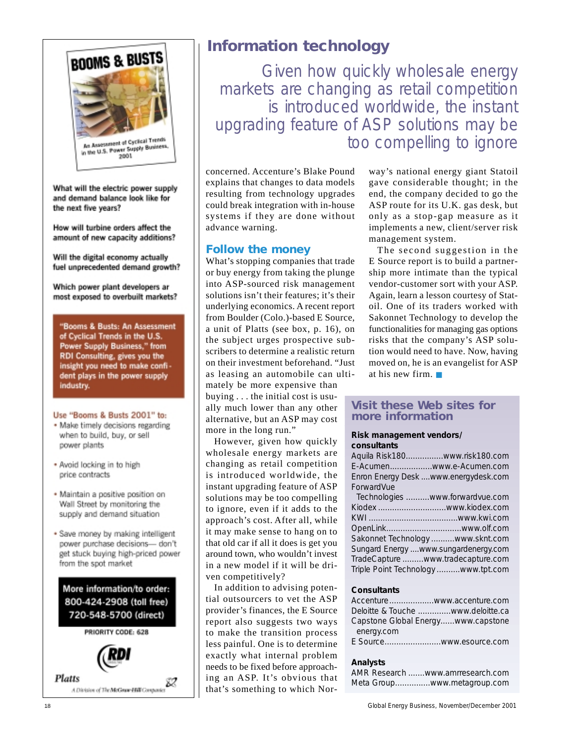# Information technology

Given how quickly wholesale energy markets are changing as retail competition is introduced worldwide, the instant upgrading feature of ASP solutions may be too compelling to ignore

concerned. Accenture's Blake Pound explains that changes to data models resulting from technology upgrades could break integration with in-house systems if they are done without advance warning.

## Follow the money

What's stopping companies that trade or buy energy from taking the plunge into ASP-sourced risk management solutions isn't their features; it's their underlying economics. A recent report from Boulder (Colo.)-based E Source, a unit of Platts (see box, p. 16), on the subject urges prospective subscribers to determine a realistic return on their investment beforehand. "Just as leasing an automobile can ultimately be more expensive than buying . . . the initial cost is usually much lower than any other alternative, but an ASP may cost more in the long run."

However, given how quickly wholesale energy markets are changing as retail competition is introduced worldwide, the instant upgrading feature of ASP solutions may be too compelling to ignore, even if it adds to the approach's cost. After all, while it may make sense to hang on to that old car if all it does is get you around town, who wouldn't invest in a new model if it will be driven competitively?

In addition to advising potential outsourcers to vet the ASP provider's finances, the E Source report also suggests two ways to make the transition process less painful. One is to determine exactly what internal problem needs to be fixed before approaching an ASP. It's obvious that that's something to which Norway's national energy giant Statoil gave considerable thought; in the end, the company decided to go the ASP route for its U.K. gas desk, but only as a stop-gap measure as it implements a new, client/server risk management system.

The second suggestion in the E Source report is to build a partnership more intimate than the typical vendor-customer sort with your ASP. Again, learn a lesson courtesy of Statoil. One of its traders worked with Sakonnet Technology to develop the functionalities for managing gas options risks that the company's ASP solution would need to have. Now, having moved on, he is an evangelist for ASP at his new firm. ■

## Visit these Web sites for more information

**Risk management vendors/consultants**

Aquila Risk180................www.risk180.com
E-Acumen..................www.e-Acumen.com
Enron Energy Desk ....www.energydesk.com
ForwardVue Technologies ..........www.forwardvue.com
Kiodex .............................www.kiodex.com
KWI ......................................www.kwi.com
OpenLink................................www.olf.com
Sakonnet Technology ..........www.sknt.com
Sungard Energy ....www.sungardenergy.com
TradeCapture .........www.tradecapture.com
Triple Point Technology ..........www.tpt.com

**Consultants**

Accenture...................www.accenture.com
Deloitte & Touche ..............www.deloitte.ca
Capstone Global Energy......www.capstoneenergy.com
E Source........................www.esource.com

**Analysts**

AMR Research .......www.amrresearch.com
Meta Group...............www.metagroup.com

---

**BOOMS & BUSTS**

An Assessment of Cyclical Trends in the U.S. Power Supply Business, 2001

What will the electric power supply and demand balance look like for the next five years?

How will turbine orders affect the amount of new capacity additions?

Will the digital economy actually fuel unprecedented demand growth?

Which power plant developers ar most exposed to overbuilt markets?

"Booms & Busts: An Assessment of Cyclical Trends in the U.S. Power Supply Business," from RDI Consulting, gives you the insight you need to make confident plays in the power supply industry.

Use "Booms & Busts 2001" to:

- Make timely decisions regarding when to build, buy, or sell power plants
- Avoid locking in to high price contracts
- Maintain a positive position on Wall Street by monitoring the supply and demand situation
- Save money by making intelligent power purchase decisions— don't get stuck buying high-priced power from the spot market

More information/to order:
800-424-2908 (toll free)
720-548-5700 (direct)

PRIORITY CODE: 628

RDI

Platts

A Division of The McGraw-Hill Companies